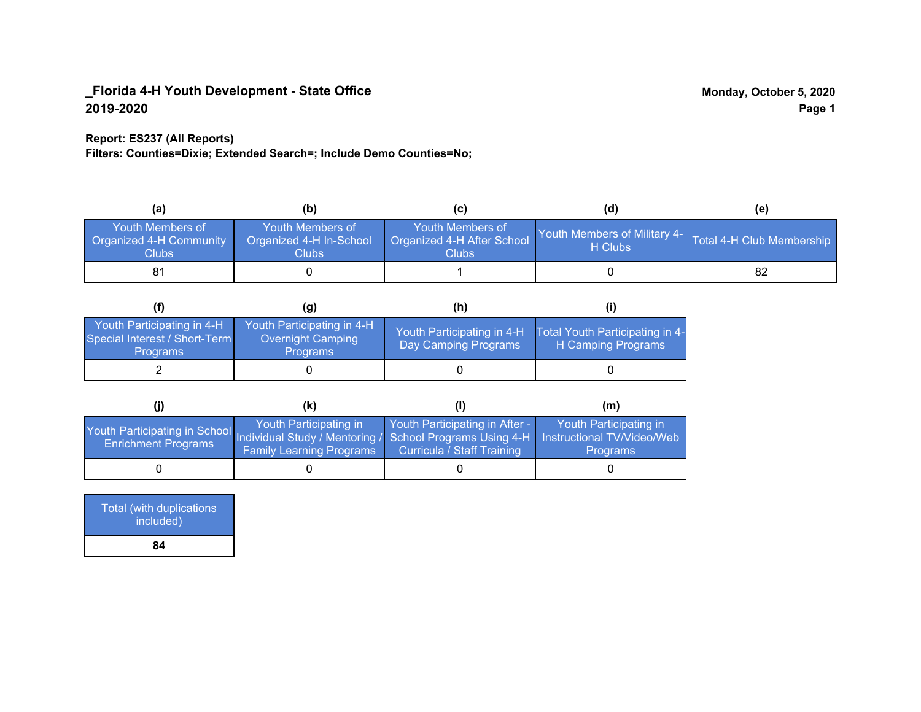**_Florida 4-H Youth Development - State Office**
**2019-2020**

**Monday, October 5, 2020**

**Report: ES237 (All Reports)**
**Filters: Counties=Dixie; Extended Search=; Include Demo Counties=No;**

| (a) | (b) | (c) | (d) | (e) |
|---|---|---|---|---|
| Youth Members of Organized 4-H Community Clubs | Youth Members of Organized 4-H In-School Clubs | Youth Members of Organized 4-H After School Clubs | Youth Members of Military 4-H Clubs | Total 4-H Club Membership |
| 81 | 0 | 1 | 0 | 82 |

| (f) | (g) | (h) | (i) |
|---|---|---|---|
| Youth Participating in 4-H Special Interest / Short-Term Programs | Youth Participating in 4-H Overnight Camping Programs | Youth Participating in 4-H Day Camping Programs | Total Youth Participating in 4-H Camping Programs |
| 2 | 0 | 0 | 0 |

| (j) | (k) | (l) | (m) |
|---|---|---|---|
| Youth Participating in School Enrichment Programs | Youth Participating in Individual Study / Mentoring / Family Learning Programs | Youth Participating in After - School Programs Using 4-H Curricula / Staff Training | Youth Participating in Instructional TV/Video/Web Programs |
| 0 | 0 | 0 | 0 |

| Total (with duplications included) |
|---|
| **84** |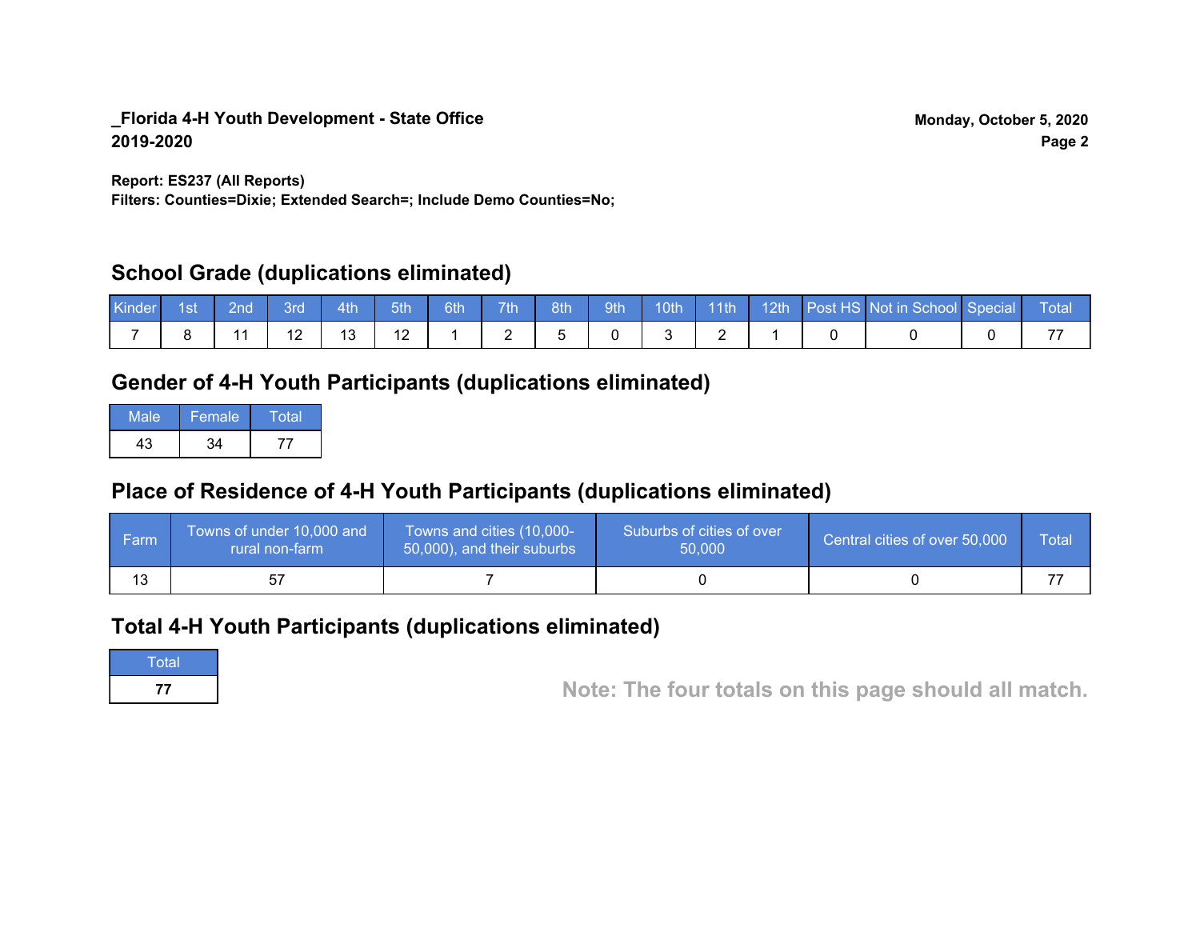**_Florida 4-H Youth Development - State Office**
**2019-2020**

**Monday, October 5, 2020**

**Report: ES237 (All Reports)**
**Filters: Counties=Dixie; Extended Search=; Include Demo Counties=No;**

## School Grade (duplications eliminated)

| Kinder | 1st | 2nd | 3rd | 4th | 5th | 6th | 7th | 8th | 9th | 10th | 11th | 12th | Post HS | Not in School | Special | Total |
|---|---|---|---|---|---|---|---|---|---|---|---|---|---|---|---|---|
| 7 | 8 | 11 | 12 | 13 | 12 | 1 | 2 | 5 | 0 | 3 | 2 | 1 | 0 | 0 | 0 | 77 |

## Gender of 4-H Youth Participants (duplications eliminated)

| Male | Female | Total |
|---|---|---|
| 43 | 34 | 77 |

## Place of Residence of 4-H Youth Participants (duplications eliminated)

| Farm | Towns of under 10,000 and rural non-farm | Towns and cities (10,000-50,000), and their suburbs | Suburbs of cities of over 50,000 | Central cities of over 50,000 | Total |
|---|---|---|---|---|---|
| 13 | 57 | 7 | 0 | 0 | 77 |

## Total 4-H Youth Participants (duplications eliminated)

| Total |
|---|
| **77** |

**Note: The four totals on this page should all match.**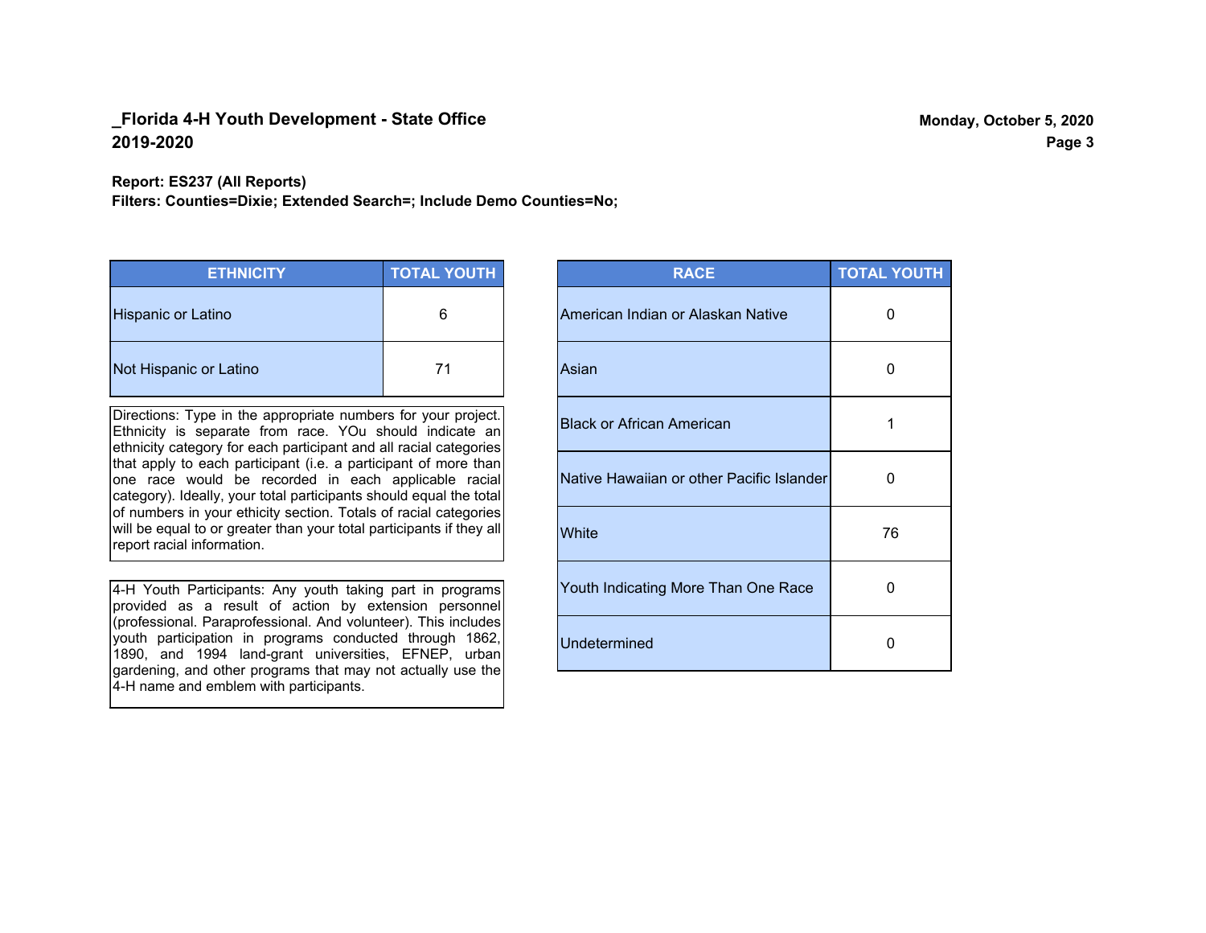**_Florida 4-H Youth Development - State Office**
**2019-2020**

**Report: ES237 (All Reports)**
**Filters: Counties=Dixie; Extended Search=; Include Demo Counties=No;**

| ETHNICITY | TOTAL YOUTH |
|---|---|
| Hispanic or Latino | 6 |
| Not Hispanic or Latino | 71 |

Directions: Type in the appropriate numbers for your project. Ethnicity is separate from race. YOu should indicate an ethnicity category for each participant and all racial categories that apply to each participant (i.e. a participant of more than one race would be recorded in each applicable racial category). Ideally, your total participants should equal the total of numbers in your ethicity section. Totals of racial categories will be equal to or greater than your total participants if they all report racial information.

4-H Youth Participants: Any youth taking part in programs provided as a result of action by extension personnel (professional. Paraprofessional. And volunteer). This includes youth participation in programs conducted through 1862, 1890, and 1994 land-grant universities, EFNEP, urban gardening, and other programs that may not actually use the 4-H name and emblem with participants.

| RACE | TOTAL YOUTH |
|---|---|
| American Indian or Alaskan Native | 0 |
| Asian | 0 |
| Black or African American | 1 |
| Native Hawaiian or other Pacific Islander | 0 |
| White | 76 |
| Youth Indicating More Than One Race | 0 |
| Undetermined | 0 |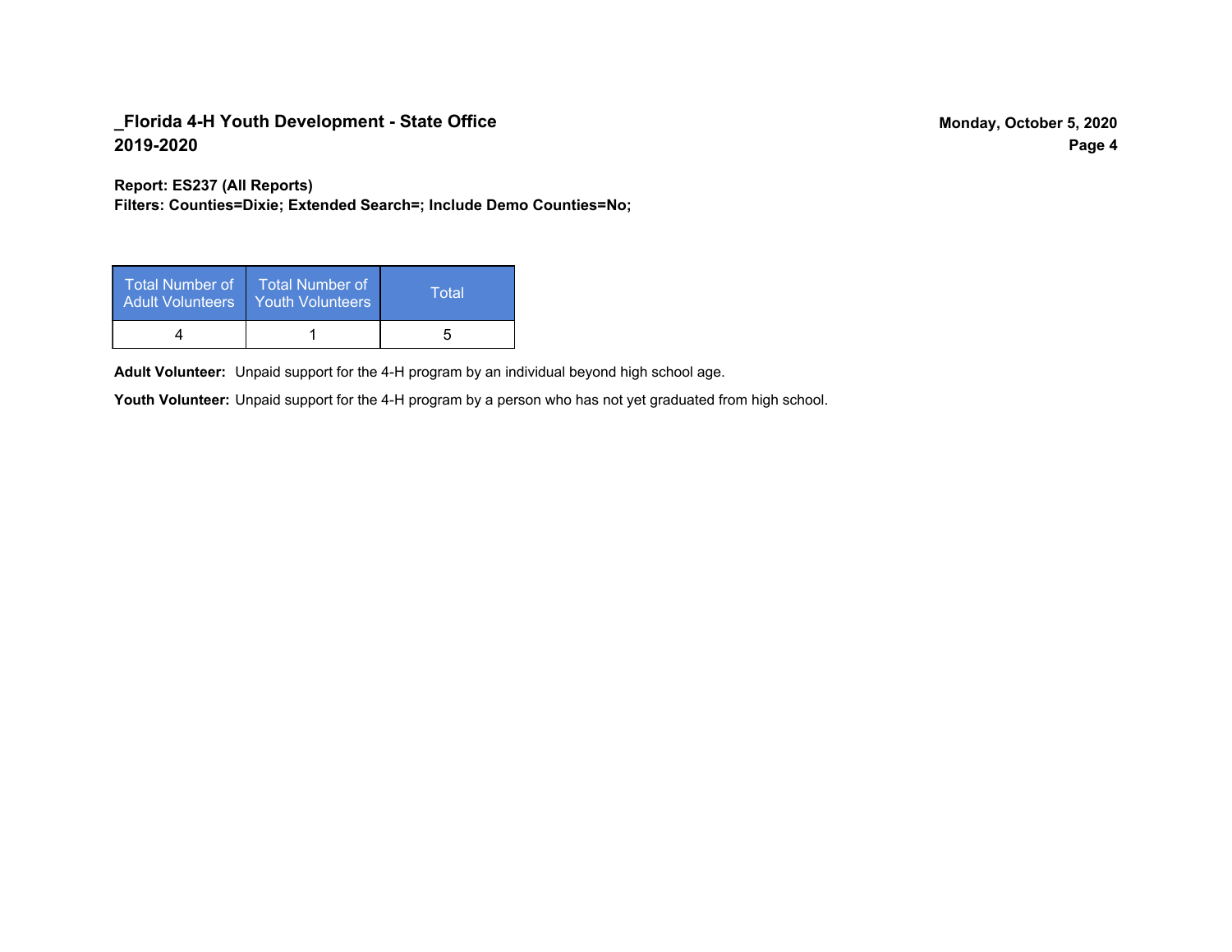**Report: ES237 (All Reports)**
**Filters: Counties=Dixie; Extended Search=; Include Demo Counties=No;**

| Total Number of Adult Volunteers | Total Number of Youth Volunteers | Total |
|---|---|---|
| 4 | 1 | 5 |

**Adult Volunteer:** Unpaid support for the 4-H program by an individual beyond high school age.

**Youth Volunteer:** Unpaid support for the 4-H program by a person who has not yet graduated from high school.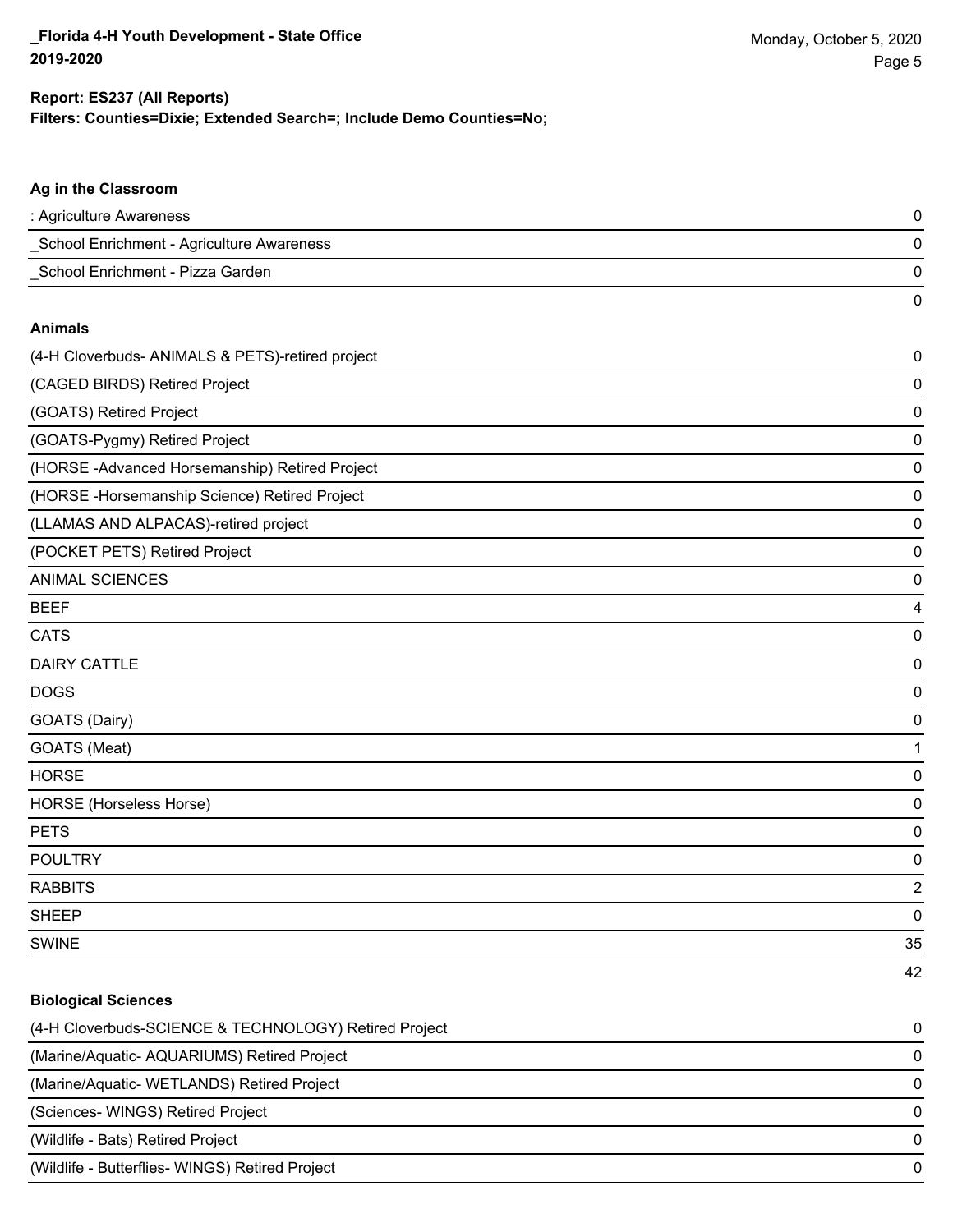**Report: ES237 (All Reports)**
**Filters: Counties=Dixie; Extended Search=; Include Demo Counties=No;**

### Ag in the Classroom

| | |
|---|---|
| : Agriculture Awareness | 0 |
| _School Enrichment - Agriculture Awareness | 0 |
| _School Enrichment - Pizza Garden | 0 |
| | 0 |

### Animals

| | |
|---|---|
| (4-H Cloverbuds- ANIMALS & PETS)-retired project | 0 |
| (CAGED BIRDS) Retired Project | 0 |
| (GOATS) Retired Project | 0 |
| (GOATS-Pygmy) Retired Project | 0 |
| (HORSE -Advanced Horsemanship) Retired Project | 0 |
| (HORSE -Horsemanship Science) Retired Project | 0 |
| (LLAMAS AND ALPACAS)-retired project | 0 |
| (POCKET PETS) Retired Project | 0 |
| ANIMAL SCIENCES | 0 |
| BEEF | 4 |
| CATS | 0 |
| DAIRY CATTLE | 0 |
| DOGS | 0 |
| GOATS (Dairy) | 0 |
| GOATS (Meat) | 1 |
| HORSE | 0 |
| HORSE (Horseless Horse) | 0 |
| PETS | 0 |
| POULTRY | 0 |
| RABBITS | 2 |
| SHEEP | 0 |
| SWINE | 35 |
| | 42 |

### Biological Sciences

| | |
|---|---|
| (4-H Cloverbuds-SCIENCE & TECHNOLOGY) Retired Project | 0 |
| (Marine/Aquatic- AQUARIUMS) Retired Project | 0 |
| (Marine/Aquatic- WETLANDS) Retired Project | 0 |
| (Sciences- WINGS) Retired Project | 0 |
| (Wildlife - Bats) Retired Project | 0 |
| (Wildlife - Butterflies- WINGS) Retired Project | 0 |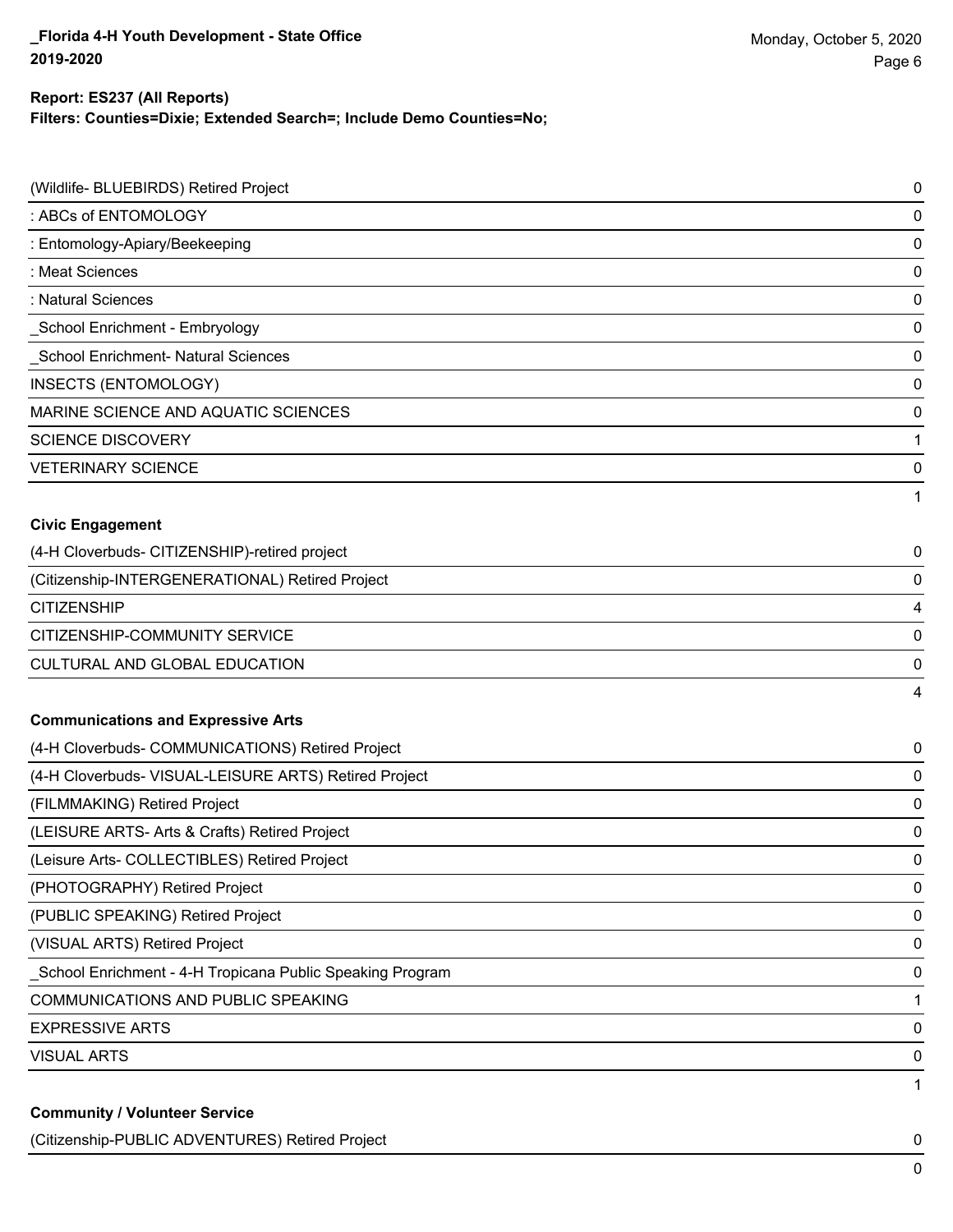| (Wildlife- BLUEBIRDS) Retired Project | 0 |
| --- | --- |
| : ABCs of ENTOMOLOGY | 0 |
| : Entomology-Apiary/Beekeeping | 0 |
| : Meat Sciences | 0 |
| : Natural Sciences | 0 |
| _School Enrichment - Embryology | 0 |
| _School Enrichment- Natural Sciences | 0 |
| INSECTS (ENTOMOLOGY) | 0 |
| MARINE SCIENCE AND AQUATIC SCIENCES | 0 |
| SCIENCE DISCOVERY | 1 |
| VETERINARY SCIENCE | 0 |
| | 1 |

**Civic Engagement**

| (4-H Cloverbuds- CITIZENSHIP)-retired project | 0 |
| --- | --- |
| (Citizenship-INTERGENERATIONAL) Retired Project | 0 |
| CITIZENSHIP | 4 |
| CITIZENSHIP-COMMUNITY SERVICE | 0 |
| CULTURAL AND GLOBAL EDUCATION | 0 |
| | 4 |

**Communications and Expressive Arts**

| (4-H Cloverbuds- COMMUNICATIONS) Retired Project | 0 |
| --- | --- |
| (4-H Cloverbuds- VISUAL-LEISURE ARTS) Retired Project | 0 |
| (FILMMAKING) Retired Project | 0 |
| (LEISURE ARTS- Arts & Crafts) Retired Project | 0 |
| (Leisure Arts- COLLECTIBLES) Retired Project | 0 |
| (PHOTOGRAPHY) Retired Project | 0 |
| (PUBLIC SPEAKING) Retired Project | 0 |
| (VISUAL ARTS) Retired Project | 0 |
| _School Enrichment - 4-H Tropicana Public Speaking Program | 0 |
| COMMUNICATIONS AND PUBLIC SPEAKING | 1 |
| EXPRESSIVE ARTS | 0 |
| VISUAL ARTS | 0 |
| | 1 |

**Community / Volunteer Service**

| (Citizenship-PUBLIC ADVENTURES) Retired Project | 0 |
| --- | --- |
| | 0 |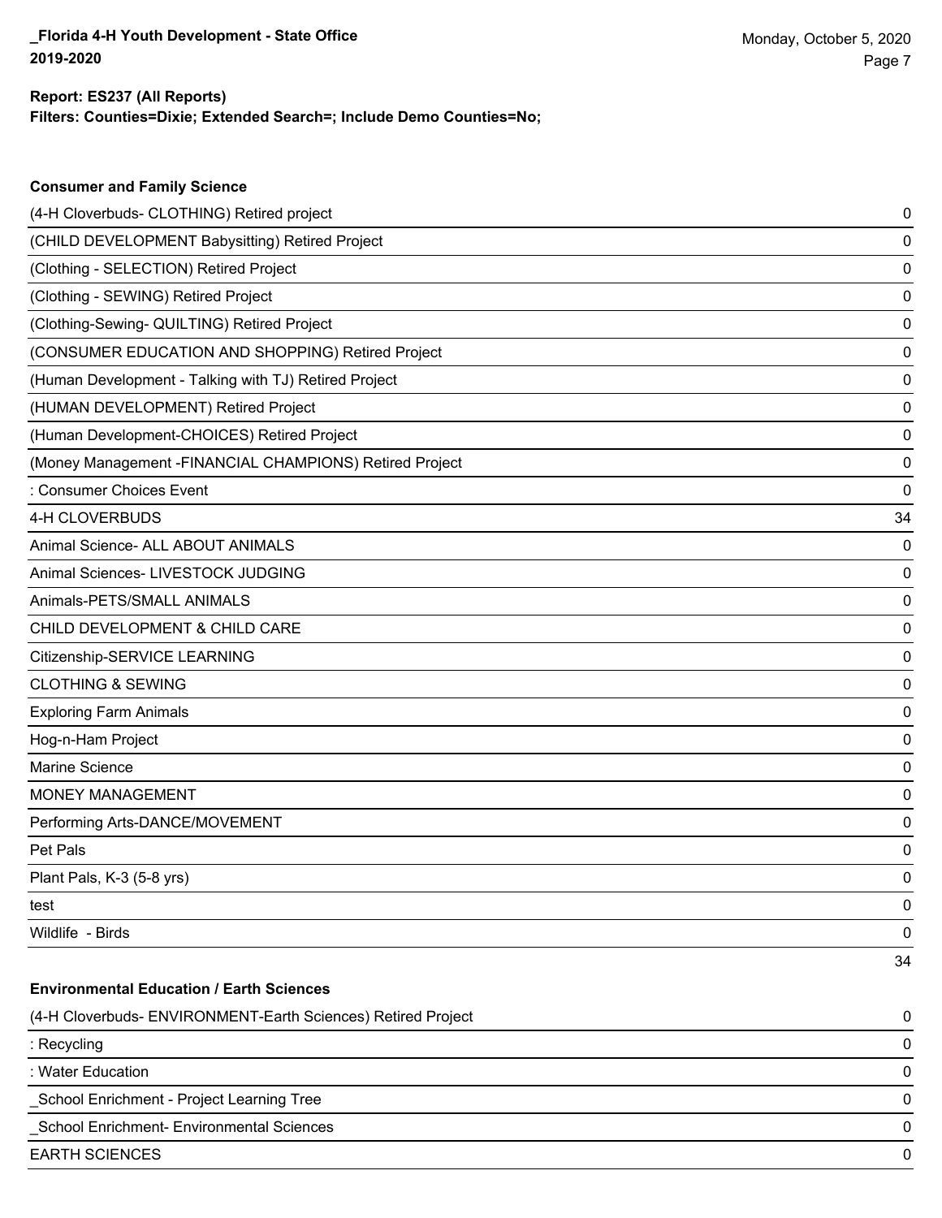**Report: ES237 (All Reports)**
**Filters: Counties=Dixie; Extended Search=; Include Demo Counties=No;**

### Consumer and Family Science

| Project | Count |
|---|---|
| (4-H Cloverbuds- CLOTHING) Retired project | 0 |
| (CHILD DEVELOPMENT Babysitting) Retired Project | 0 |
| (Clothing - SELECTION) Retired Project | 0 |
| (Clothing - SEWING) Retired Project | 0 |
| (Clothing-Sewing- QUILTING) Retired Project | 0 |
| (CONSUMER EDUCATION AND SHOPPING) Retired Project | 0 |
| (Human Development - Talking with TJ) Retired Project | 0 |
| (HUMAN DEVELOPMENT) Retired Project | 0 |
| (Human Development-CHOICES) Retired Project | 0 |
| (Money Management -FINANCIAL CHAMPIONS) Retired Project | 0 |
| : Consumer Choices Event | 0 |
| 4-H CLOVERBUDS | 34 |
| Animal Science- ALL ABOUT ANIMALS | 0 |
| Animal Sciences- LIVESTOCK JUDGING | 0 |
| Animals-PETS/SMALL ANIMALS | 0 |
| CHILD DEVELOPMENT & CHILD CARE | 0 |
| Citizenship-SERVICE LEARNING | 0 |
| CLOTHING & SEWING | 0 |
| Exploring Farm Animals | 0 |
| Hog-n-Ham Project | 0 |
| Marine Science | 0 |
| MONEY MANAGEMENT | 0 |
| Performing Arts-DANCE/MOVEMENT | 0 |
| Pet Pals | 0 |
| Plant Pals, K-3 (5-8 yrs) | 0 |
| test | 0 |
| Wildlife - Birds | 0 |
| | 34 |

### Environmental Education / Earth Sciences

| Project | Count |
|---|---|
| (4-H Cloverbuds- ENVIRONMENT-Earth Sciences) Retired Project | 0 |
| : Recycling | 0 |
| : Water Education | 0 |
| _School Enrichment - Project Learning Tree | 0 |
| _School Enrichment- Environmental Sciences | 0 |
| EARTH SCIENCES | 0 |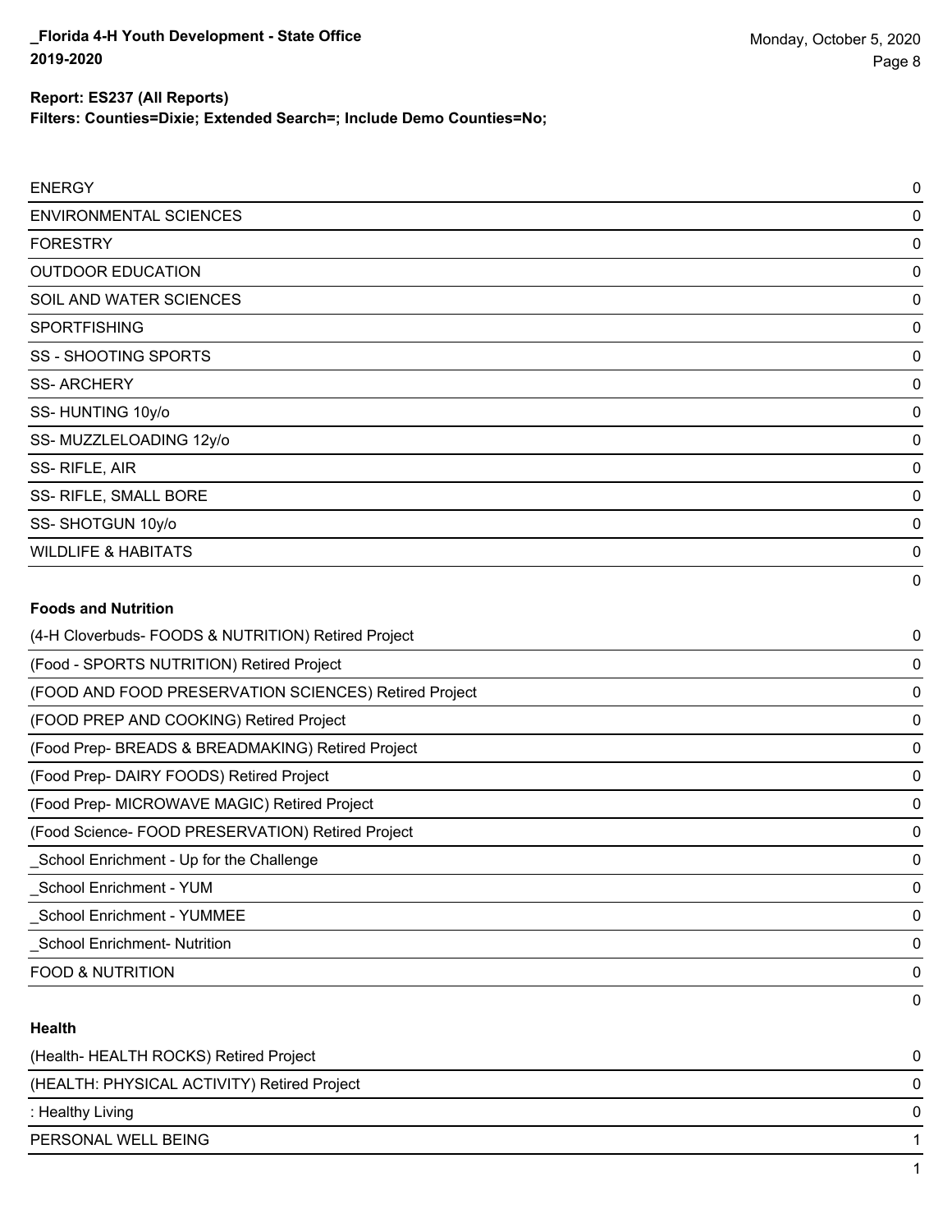**Report: ES237 (All Reports)**
**Filters: Counties=Dixie; Extended Search=; Include Demo Counties=No;**

| | |
|---|---|
| ENERGY | 0 |
| ENVIRONMENTAL SCIENCES | 0 |
| FORESTRY | 0 |
| OUTDOOR EDUCATION | 0 |
| SOIL AND WATER SCIENCES | 0 |
| SPORTFISHING | 0 |
| SS - SHOOTING SPORTS | 0 |
| SS- ARCHERY | 0 |
| SS- HUNTING 10y/o | 0 |
| SS- MUZZLELOADING 12y/o | 0 |
| SS- RIFLE, AIR | 0 |
| SS- RIFLE, SMALL BORE | 0 |
| SS- SHOTGUN 10y/o | 0 |
| WILDLIFE & HABITATS | 0 |
| | 0 |

**Foods and Nutrition**

| | |
|---|---|
| (4-H Cloverbuds- FOODS & NUTRITION) Retired Project | 0 |
| (Food - SPORTS NUTRITION) Retired Project | 0 |
| (FOOD AND FOOD PRESERVATION SCIENCES) Retired Project | 0 |
| (FOOD PREP AND COOKING) Retired Project | 0 |
| (Food Prep- BREADS & BREADMAKING) Retired Project | 0 |
| (Food Prep- DAIRY FOODS) Retired Project | 0 |
| (Food Prep- MICROWAVE MAGIC) Retired Project | 0 |
| (Food Science- FOOD PRESERVATION) Retired Project | 0 |
| _School Enrichment - Up for the Challenge | 0 |
| _School Enrichment - YUM | 0 |
| _School Enrichment - YUMMEE | 0 |
| _School Enrichment- Nutrition | 0 |
| FOOD & NUTRITION | 0 |
| | 0 |

**Health**

| | |
|---|---|
| (Health- HEALTH ROCKS) Retired Project | 0 |
| (HEALTH: PHYSICAL ACTIVITY) Retired Project | 0 |
| : Healthy Living | 0 |
| PERSONAL WELL BEING | 1 |
| | 1 |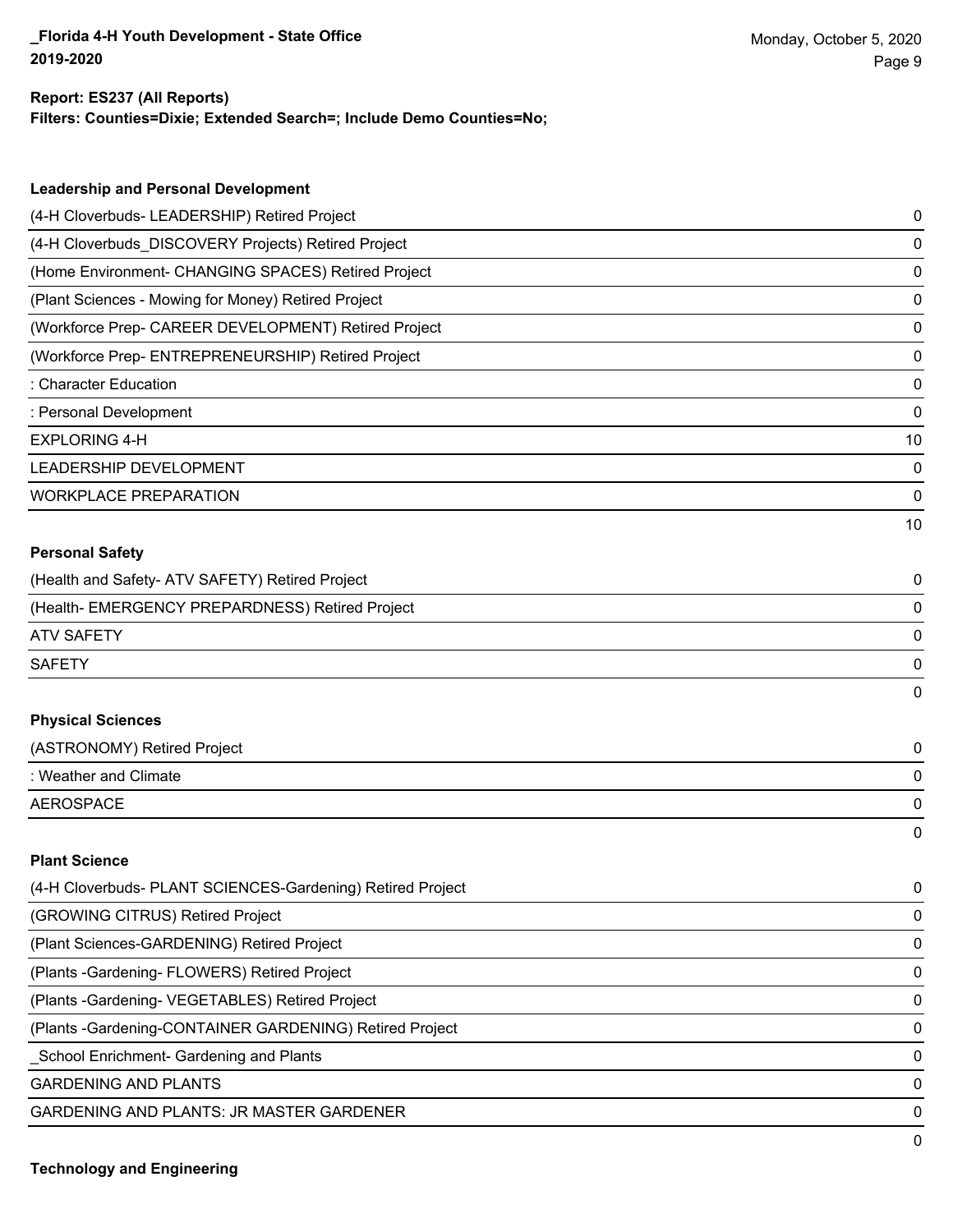**Report: ES237 (All Reports)**
**Filters: Counties=Dixie; Extended Search=; Include Demo Counties=No;**

### Leadership and Personal Development

| | |
|---|---|
| (4-H Cloverbuds- LEADERSHIP) Retired Project | 0 |
| (4-H Cloverbuds_DISCOVERY Projects) Retired Project | 0 |
| (Home Environment- CHANGING SPACES) Retired Project | 0 |
| (Plant Sciences - Mowing for Money) Retired Project | 0 |
| (Workforce Prep- CAREER DEVELOPMENT) Retired Project | 0 |
| (Workforce Prep- ENTREPRENEURSHIP) Retired Project | 0 |
| : Character Education | 0 |
| : Personal Development | 0 |
| EXPLORING 4-H | 10 |
| LEADERSHIP DEVELOPMENT | 0 |
| WORKPLACE PREPARATION | 0 |
| | 10 |

### Personal Safety

| | |
|---|---|
| (Health and Safety- ATV SAFETY) Retired Project | 0 |
| (Health- EMERGENCY PREPARDNESS) Retired Project | 0 |
| ATV SAFETY | 0 |
| SAFETY | 0 |
| | 0 |

### Physical Sciences

| | |
|---|---|
| (ASTRONOMY) Retired Project | 0 |
| : Weather and Climate | 0 |
| AEROSPACE | 0 |
| | 0 |

### Plant Science

| | |
|---|---|
| (4-H Cloverbuds- PLANT SCIENCES-Gardening) Retired Project | 0 |
| (GROWING CITRUS) Retired Project | 0 |
| (Plant Sciences-GARDENING) Retired Project | 0 |
| (Plants -Gardening- FLOWERS) Retired Project | 0 |
| (Plants -Gardening- VEGETABLES) Retired Project | 0 |
| (Plants -Gardening-CONTAINER GARDENING) Retired Project | 0 |
| _School Enrichment- Gardening and Plants | 0 |
| GARDENING AND PLANTS | 0 |
| GARDENING AND PLANTS: JR MASTER GARDENER | 0 |
| | 0 |

### Technology and Engineering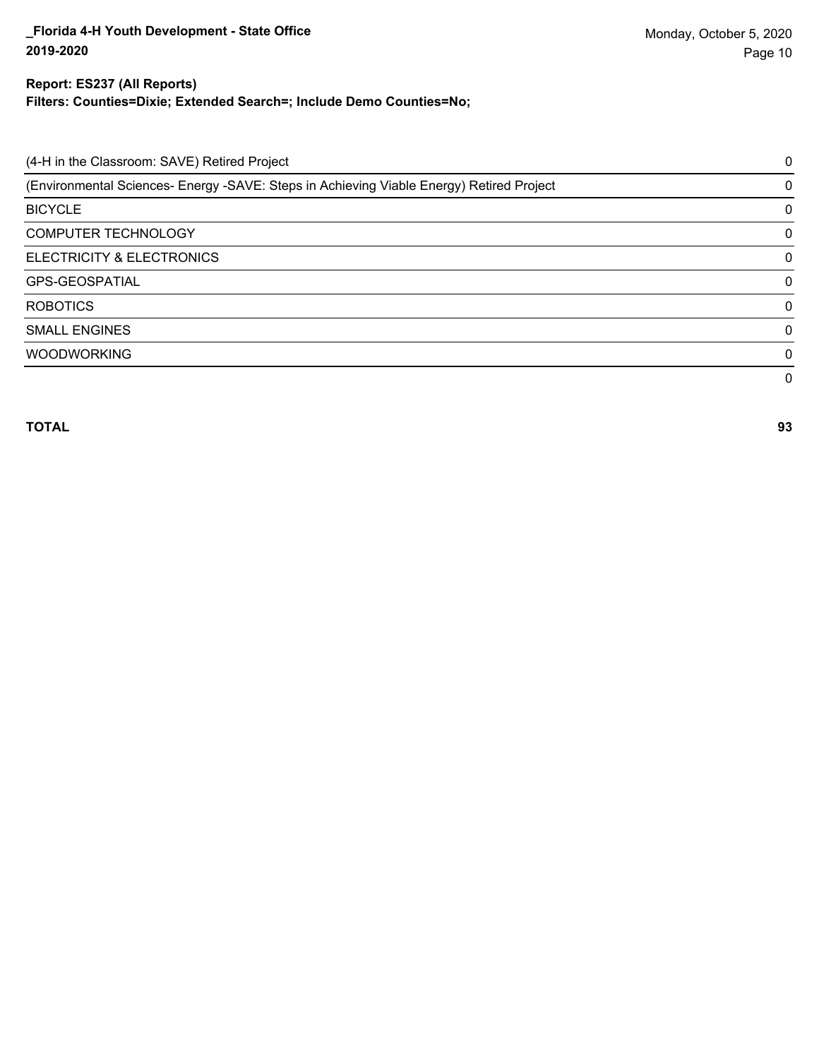**Report: ES237 (All Reports)**
**Filters: Counties=Dixie; Extended Search=; Include Demo Counties=No;**

| | |
|---|---|
| (4-H in the Classroom: SAVE) Retired Project | 0 |
| (Environmental Sciences- Energy -SAVE: Steps in Achieving Viable Energy) Retired Project | 0 |
| BICYCLE | 0 |
| COMPUTER TECHNOLOGY | 0 |
| ELECTRICITY & ELECTRONICS | 0 |
| GPS-GEOSPATIAL | 0 |
| ROBOTICS | 0 |
| SMALL ENGINES | 0 |
| WOODWORKING | 0 |
| | 0 |

**TOTAL** **93**